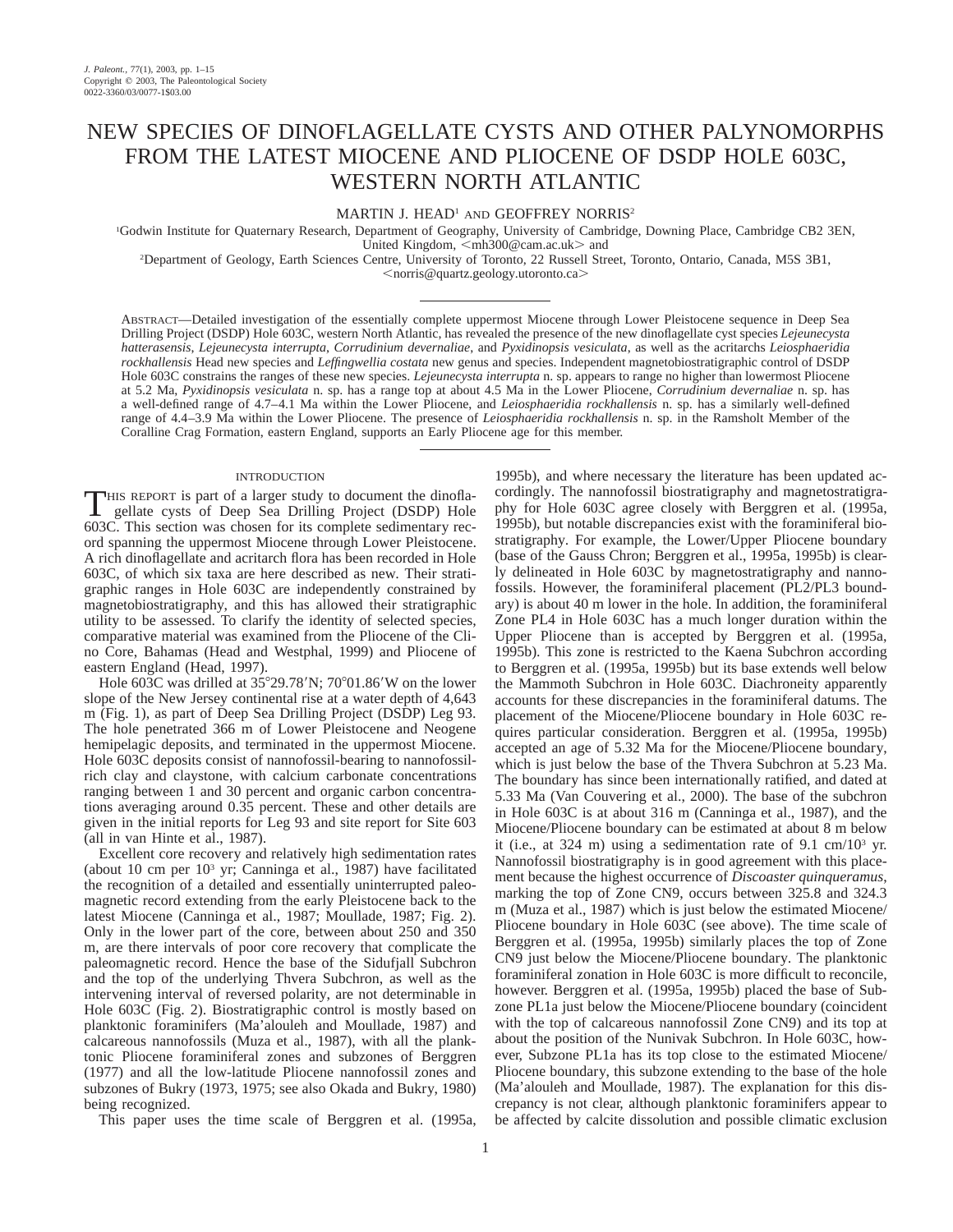# NEW SPECIES OF DINOFLAGELLATE CYSTS AND OTHER PALYNOMORPHS FROM THE LATEST MIOCENE AND PLIOCENE OF DSDP HOLE 603C, WESTERN NORTH ATLANTIC

MARTIN J. HEAD[1] AND GEOFFREY NORRIS[2]

[1]Godwin Institute for Quaternary Research, Department of Geography, University of Cambridge, Downing Place, Cambridge CB2 3EN, United Kingdom, <mh300@cam.ac.uk> and

[2]Department of Geology, Earth Sciences Centre, University of Toronto, 22 Russell Street, Toronto, Ontario, Canada, M5S 3B1, <norris@quartz.geology.utoronto.ca>

ABSTRACT—Detailed investigation of the essentially complete uppermost Miocene through Lower Pleistocene sequence in Deep Sea Drilling Project (DSDP) Hole 603C, western North Atlantic, has revealed the presence of the new dinoflagellate cyst species *Lejeunecysta hatterasensis*, *Lejeunecysta interrupta*, *Corrudinium devernaliae*, and *Pyxidinopsis vesiculata*, as well as the acritarchs *Leiosphaeridia rockhallensis* Head new species and *Leffingwellia costata* new genus and species. Independent magnetobiostratigraphic control of DSDP Hole 603C constrains the ranges of these new species. *Lejeunecysta interrupta* n. sp. appears to range no higher than lowermost Pliocene at 5.2 Ma, *Pyxidinopsis vesiculata* n. sp. has a range top at about 4.5 Ma in the Lower Pliocene, *Corrudinium devernaliae* n. sp. has a well-defined range of 4.7–4.1 Ma within the Lower Pliocene, and *Leiosphaeridia rockhallensis* n. sp. has a similarly well-defined range of 4.4–3.9 Ma within the Lower Pliocene. The presence of *Leiosphaeridia rockhallensis* n. sp. in the Ramsholt Member of the Coralline Crag Formation, eastern England, supports an Early Pliocene age for this member.

## INTRODUCTION

THIS REPORT is part of a larger study to document the dinoflagellate cysts of Deep Sea Drilling Project (DSDP) Hole 603C. This section was chosen for its complete sedimentary record spanning the uppermost Miocene through Lower Pleistocene. A rich dinoflagellate and acritarch flora has been recorded in Hole 603C, of which six taxa are here described as new. Their stratigraphic ranges in Hole 603C are independently constrained by magnetobiostratigraphy, and this has allowed their stratigraphic utility to be assessed. To clarify the identity of selected species, comparative material was examined from the Pliocene of the Clino Core, Bahamas (Head and Westphal, 1999) and Pliocene of eastern England (Head, 1997).

Hole 603C was drilled at 35°29.78′N; 70°01.86′W on the lower slope of the New Jersey continental rise at a water depth of 4,643 m (Fig. 1), as part of Deep Sea Drilling Project (DSDP) Leg 93. The hole penetrated 366 m of Lower Pleistocene and Neogene hemipelagic deposits, and terminated in the uppermost Miocene. Hole 603C deposits consist of nannofossil-bearing to nannofossil-rich clay and claystone, with calcium carbonate concentrations ranging between 1 and 30 percent and organic carbon concentrations averaging around 0.35 percent. These and other details are given in the initial reports for Leg 93 and site report for Site 603 (all in van Hinte et al., 1987).

Excellent core recovery and relatively high sedimentation rates (about 10 cm per $10^3$ yr; Canninga et al., 1987) have facilitated the recognition of a detailed and essentially uninterrupted paleomagnetic record extending from the early Pleistocene back to the latest Miocene (Canninga et al., 1987; Moullade, 1987; Fig. 2). Only in the lower part of the core, between about 250 and 350 m, are there intervals of poor core recovery that complicate the paleomagnetic record. Hence the base of the Sidufjall Subchron and the top of the underlying Thvera Subchron, as well as the intervening interval of reversed polarity, are not determinable in Hole 603C (Fig. 2). Biostratigraphic control is mostly based on planktonic foraminifers (Ma'alouleh and Moullade, 1987) and calcareous nannofossils (Muza et al., 1987), with all the planktonic Pliocene foraminiferal zones and subzones of Berggren (1977) and all the low-latitude Pliocene nannofossil zones and subzones of Bukry (1973, 1975; see also Okada and Bukry, 1980) being recognized.

This paper uses the time scale of Berggren et al. (1995a, 1995b), and where necessary the literature has been updated accordingly. The nannofossil biostratigraphy and magnetostratigraphy for Hole 603C agree closely with Berggren et al. (1995a, 1995b), but notable discrepancies exist with the foraminiferal biostratigraphy. For example, the Lower/Upper Pliocene boundary (base of the Gauss Chron; Berggren et al., 1995a, 1995b) is clearly delineated in Hole 603C by magnetostratigraphy and nannofossils. However, the foraminiferal placement (PL2/PL3 boundary) is about 40 m lower in the hole. In addition, the foraminiferal Zone PL4 in Hole 603C has a much longer duration within the Upper Pliocene than is accepted by Berggren et al. (1995a, 1995b). This zone is restricted to the Kaena Subchron according to Berggren et al. (1995a, 1995b) but its base extends well below the Mammoth Subchron in Hole 603C. Diachroneity apparently accounts for these discrepancies in the foraminiferal datums. The placement of the Miocene/Pliocene boundary in Hole 603C requires particular consideration. Berggren et al. (1995a, 1995b) accepted an age of 5.32 Ma for the Miocene/Pliocene boundary, which is just below the base of the Thvera Subchron at 5.23 Ma. The boundary has since been internationally ratified, and dated at 5.33 Ma (Van Couvering et al., 2000). The base of the subchron in Hole 603C is at about 316 m (Canninga et al., 1987), and the Miocene/Pliocene boundary can be estimated at about 8 m below it (i.e., at 324 m) using a sedimentation rate of 9.1 cm/$10^3$ yr. Nannofossil biostratigraphy is in good agreement with this placement because the highest occurrence of *Discoaster quinqueramus*, marking the top of Zone CN9, occurs between 325.8 and 324.3 m (Muza et al., 1987) which is just below the estimated Miocene/Pliocene boundary in Hole 603C (see above). The time scale of Berggren et al. (1995a, 1995b) similarly places the top of Zone CN9 just below the Miocene/Pliocene boundary. The planktonic foraminiferal zonation in Hole 603C is more difficult to reconcile, however. Berggren et al. (1995a, 1995b) placed the base of Subzone PL1a just below the Miocene/Pliocene boundary (coincident with the top of calcareous nannofossil Zone CN9) and its top at about the position of the Nunivak Subchron. In Hole 603C, however, Subzone PL1a has its top close to the estimated Miocene/Pliocene boundary, this subzone extending to the base of the hole (Ma'alouleh and Moullade, 1987). The explanation for this discrepancy is not clear, although planktonic foraminifers appear to be affected by calcite dissolution and possible climatic exclusion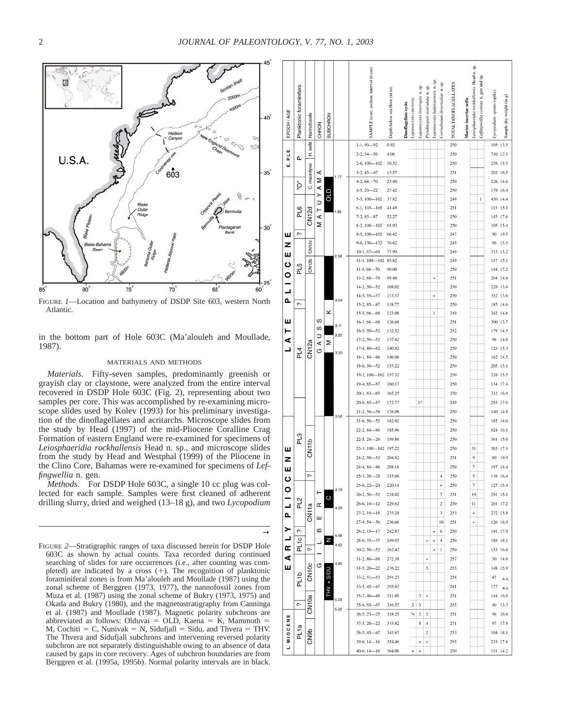FIGURE 1—Location and bathymetry of DSDP Site 603, western North Atlantic.

in the bottom part of Hole 603C (Ma'alouleh and Moullade, 1987).

## MATERIALS AND METHODS

*Materials.* Fifty-seven samples, predominantly greenish or grayish clay or claystone, were analyzed from the entire interval recovered in DSDP Hole 603C (Fig. 2), representing about two samples per core. This was accomplished by re-examining microscope slides used by Kolev (1993) for his preliminary investigation of the dinoflagellates and acritarchs. Microscope slides from the study by Head (1997) of the mid-Pliocene Coralline Crag Formation of eastern England were re-examined for specimens of *Leiosphaeridia rockhallensis* Head n. sp., and microscope slides from the study by Head and Westphal (1999) of the Pliocene in the Clino Core, Bahamas were re-examined for specimens of *Leffingwellia* n. gen.

*Methods.* For DSDP Hole 603C, a single 10 cc plug was collected for each sample. Samples were first cleaned of adherent drilling slurry, dried and weighed (13–18 g), and two *Lycopodium*

FIGURE 2—Stratigraphic ranges of taxa discussed herein for DSDP Hole 603C as shown by actual counts. Taxa recorded during continued searching of slides for rare occurrences (i.e., after counting was completed) are indicated by a cross (+). The recognition of planktonic foraminiferal zones is from Ma'alouleh and Moullade (1987) using the zonal scheme of Berggren (1973, 1977), the nannofossil zones from Muza et al. (1987) using the zonal scheme of Bukry (1973, 1975) and Okada and Bukry (1980), and the magnetostratigraphy from Canninga et al. (1987) and Moullade (1987). Magnetic polarity subchrons are abbreviated as follows: Olduvai = OLD, Kaena = K, Mammoth = M, Cochiti = C, Nunivak = N, Sidufjall = Sidu, and Thvera = THV. The Thvera and Sidufjall subchrons and intervening reversed polarity subchron are not separately distinguishable owing to an absence of data caused by gaps in core recovery. Ages of subchron boundaries are from Berggren et al. (1995a, 1995b). Normal polarity intervals are in black.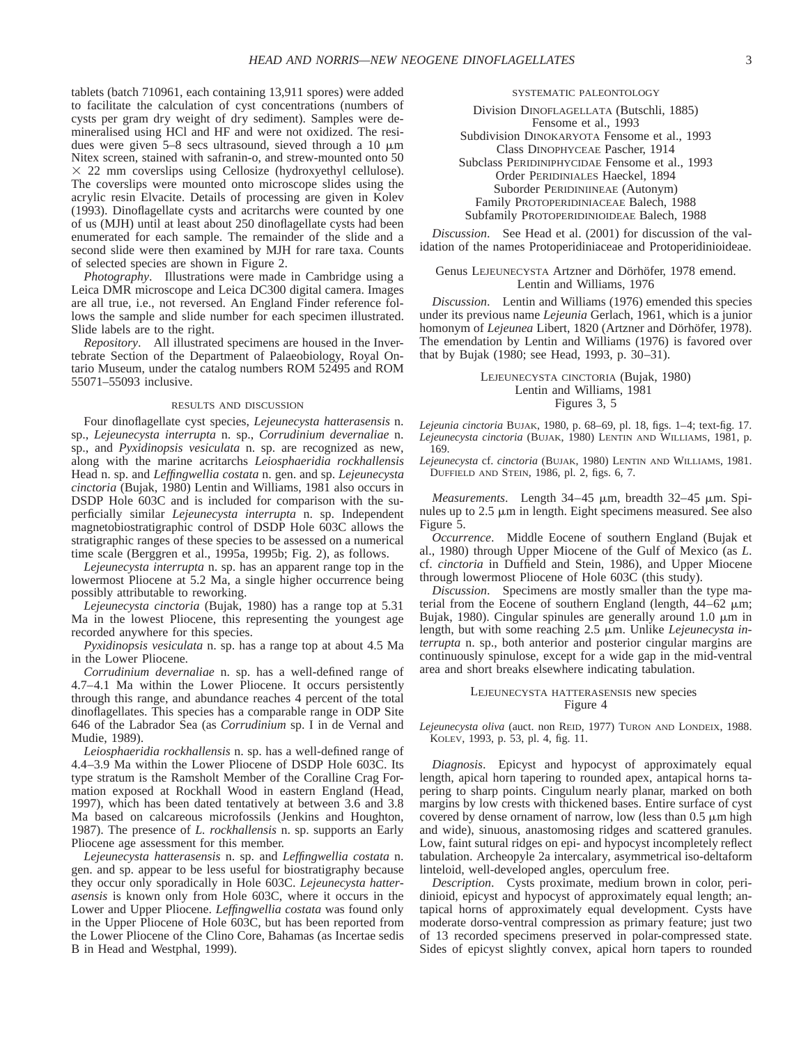tablets (batch 710961, each containing 13,911 spores) were added to facilitate the calculation of cyst concentrations (numbers of cysts per gram dry weight of dry sediment). Samples were demineralised using HCl and HF and were not oxidized. The residues were given 5–8 secs ultrasound, sieved through a 10 μm Nitex screen, stained with safranin-o, and strew-mounted onto 50 × 22 mm coverslips using Cellosize (hydroxyethyl cellulose). The coverslips were mounted onto microscope slides using the acrylic resin Elvacite. Details of processing are given in Kolev (1993). Dinoflagellate cysts and acritarchs were counted by one of us (MJH) until at least about 250 dinoflagellate cysts had been enumerated for each sample. The remainder of the slide and a second slide were then examined by MJH for rare taxa. Counts of selected species are shown in Figure 2.

*Photography*. Illustrations were made in Cambridge using a Leica DMR microscope and Leica DC300 digital camera. Images are all true, i.e., not reversed. An England Finder reference follows the sample and slide number for each specimen illustrated. Slide labels are to the right.

*Repository*. All illustrated specimens are housed in the Invertebrate Section of the Department of Palaeobiology, Royal Ontario Museum, under the catalog numbers ROM 52495 and ROM 55071–55093 inclusive.

## RESULTS AND DISCUSSION

Four dinoflagellate cyst species, *Lejeunecysta hatterasensis* n. sp., *Lejeunecysta interrupta* n. sp., *Corrudinium devernaliae* n. sp., and *Pyxidinopsis vesiculata* n. sp. are recognized as new, along with the marine acritarchs *Leiosphaeridia rockhallensis* Head n. sp. and *Leffingwellia costata* n. gen. and sp. *Lejeunecysta cinctoria* (Bujak, 1980) Lentin and Williams, 1981 also occurs in DSDP Hole 603C and is included for comparison with the superficially similar *Lejeunecysta interrupta* n. sp. Independent magnetobiostratigraphic control of DSDP Hole 603C allows the stratigraphic ranges of these species to be assessed on a numerical time scale (Berggren et al., 1995a, 1995b; Fig. 2), as follows.

*Lejeunecysta interrupta* n. sp. has an apparent range top in the lowermost Pliocene at 5.2 Ma, a single higher occurrence being possibly attributable to reworking.

*Lejeunecysta cinctoria* (Bujak, 1980) has a range top at 5.31 Ma in the lowest Pliocene, this representing the youngest age recorded anywhere for this species.

*Pyxidinopsis vesiculata* n. sp. has a range top at about 4.5 Ma in the Lower Pliocene.

*Corrudinium devernaliae* n. sp. has a well-defined range of 4.7–4.1 Ma within the Lower Pliocene. It occurs persistently through this range, and abundance reaches 4 percent of the total dinoflagellates. This species has a comparable range in ODP Site 646 of the Labrador Sea (as *Corrudinium* sp. I in de Vernal and Mudie, 1989).

*Leiosphaeridia rockhallensis* n. sp. has a well-defined range of 4.4–3.9 Ma within the Lower Pliocene of DSDP Hole 603C. Its type stratum is the Ramsholt Member of the Coralline Crag Formation exposed at Rockhall Wood in eastern England (Head, 1997), which has been dated tentatively at between 3.6 and 3.8 Ma based on calcareous microfossils (Jenkins and Houghton, 1987). The presence of *L. rockhallensis* n. sp. supports an Early Pliocene age assessment for this member.

*Lejeunecysta hatterasensis* n. sp. and *Leffingwellia costata* n. gen. and sp. appear to be less useful for biostratigraphy because they occur only sporadically in Hole 603C. *Lejeunecysta hatterasensis* is known only from Hole 603C, where it occurs in the Lower and Upper Pliocene. *Leffingwellia costata* was found only in the Upper Pliocene of Hole 603C, but has been reported from the Lower Pliocene of the Clino Core, Bahamas (as Incertae sedis B in Head and Westphal, 1999).

## SYSTEMATIC PALEONTOLOGY

Division DINOFLAGELLATA (Butschli, 1885) Fensome et al., 1993
Subdivision DINOKARYOTA Fensome et al., 1993
Class DINOPHYCEAE Pascher, 1914
Subclass PERIDINIPHYCIDAE Fensome et al., 1993
Order PERIDINIALES Haeckel, 1894
Suborder PERIDINIINEAE (Autonym)
Family PROTOPERIDINIACEAE Balech, 1988
Subfamily PROTOPERIDINIOIDEAE Balech, 1988

*Discussion*. See Head et al. (2001) for discussion of the validation of the names Protoperidiniaceae and Protoperidinioideae.

### Genus LEJEUNECYSTA Artzner and Dörhöfer, 1978 emend. Lentin and Williams, 1976

*Discussion*. Lentin and Williams (1976) emended this species under its previous name *Lejeunia* Gerlach, 1961, which is a junior homonym of *Lejeunea* Libert, 1820 (Artzner and Dörhöfer, 1978). The emendation by Lentin and Williams (1976) is favored over that by Bujak (1980; see Head, 1993, p. 30–31).

### LEJEUNECYSTA CINCTORIA (Bujak, 1980) Lentin and Williams, 1981
Figures 3, 5

*Lejeunia cinctoria* BUJAK, 1980, p. 68–69, pl. 18, figs. 1–4; text-fig. 17.
*Lejeunecysta cinctoria* (BUJAK, 1980) LENTIN AND WILLIAMS, 1981, p. 169.
*Lejeunecysta* cf. *cinctoria* (BUJAK, 1980) LENTIN AND WILLIAMS, 1981. DUFFIELD AND STEIN, 1986, pl. 2, figs. 6, 7.

*Measurements*. Length 34–45 μm, breadth 32–45 μm. Spinules up to 2.5 μm in length. Eight specimens measured. See also Figure 5.

*Occurrence*. Middle Eocene of southern England (Bujak et al., 1980) through Upper Miocene of the Gulf of Mexico (as *L.* cf. *cinctoria* in Duffield and Stein, 1986), and Upper Miocene through lowermost Pliocene of Hole 603C (this study).

*Discussion*. Specimens are mostly smaller than the type material from the Eocene of southern England (length, 44–62 μm; Bujak, 1980). Cingular spinules are generally around 1.0 μm in length, but with some reaching 2.5 μm. Unlike *Lejeunecysta interrupta* n. sp., both anterior and posterior cingular margins are continuously spinulose, except for a wide gap in the mid-ventral area and short breaks elsewhere indicating tabulation.

### LEJEUNECYSTA HATTERASENSIS new species
Figure 4

*Lejeunecysta oliva* (auct. non REID, 1977) TURON AND LONDEIX, 1988. KOLEV, 1993, p. 53, pl. 4, fig. 11.

*Diagnosis*. Epicyst and hypocyst of approximately equal length, apical horn tapering to rounded apex, antapical horns tapering to sharp points. Cingulum nearly planar, marked on both margins by low crests with thickened bases. Entire surface of cyst covered by dense ornament of narrow, low (less than 0.5 μm high and wide), sinuous, anastomosing ridges and scattered granules. Low, faint sutural ridges on epi- and hypocyst incompletely reflect tabulation. Archeopyle 2a intercalary, asymmetrical iso-deltaform linteloid, well-developed angles, operculum free.

*Description*. Cysts proximate, medium brown in color, peridinioid, epicyst and hypocyst of approximately equal length; antapical horns of approximately equal development. Cysts have moderate dorso-ventral compression as primary feature; just two of 13 recorded specimens preserved in polar-compressed state. Sides of epicyst slightly convex, apical horn tapers to rounded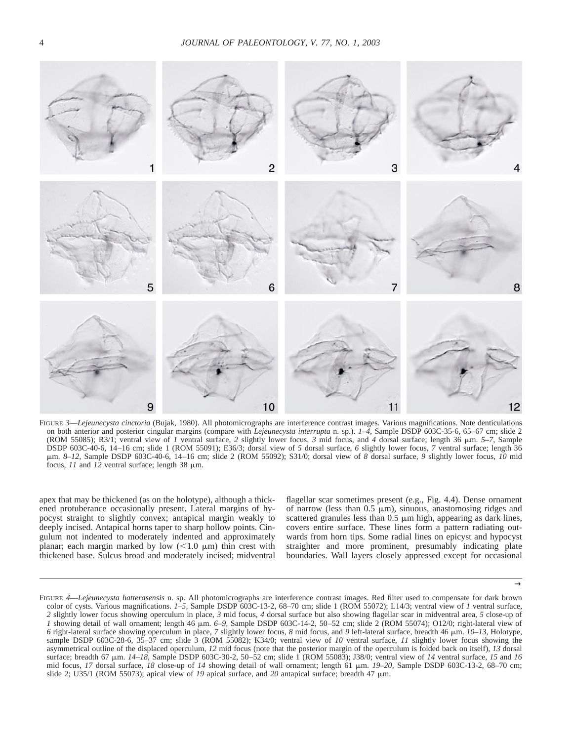FIGURE 3—*Lejeunecysta cinctoria* (Bujak, 1980). All photomicrographs are interference contrast images. Various magnifications. Note denticulations on both anterior and posterior cingular margins (compare with *Lejeunecysta interrupta* n. sp.). *1–4*, Sample DSDP 603C-35-6, 65–67 cm; slide 2 (ROM 55085); R3/1; ventral view of *1* ventral surface, *2* slightly lower focus, *3* mid focus, and *4* dorsal surface; length 36 μm. *5–7*, Sample DSDP 603C-40-6, 14–16 cm; slide 1 (ROM 55091); E36/3; dorsal view of *5* dorsal surface, *6* slightly lower focus, *7* ventral surface; length 36 μm. *8–12*, Sample DSDP 603C-40-6, 14–16 cm; slide 2 (ROM 55092); S31/0; dorsal view of *8* dorsal surface, *9* slightly lower focus, *10* mid focus, *11* and *12* ventral surface; length 38 μm.

apex that may be thickened (as on the holotype), although a thickened protuberance occasionally present. Lateral margins of hypocyst straight to slightly convex; antapical margin weakly to deeply incised. Antapical horns taper to sharp hollow points. Cingulum not indented to moderately indented and approximately planar; each margin marked by low (<1.0 μm) thin crest with thickened base. Sulcus broad and moderately incised; midventral flagellar scar sometimes present (e.g., Fig. 4.4). Dense ornament of narrow (less than 0.5 μm), sinuous, anastomosing ridges and scattered granules less than 0.5 μm high, appearing as dark lines, covers entire surface. These lines form a pattern radiating outwards from horn tips. Some radial lines on epicyst and hypocyst straighter and more prominent, presumably indicating plate boundaries. Wall layers closely appressed except for occasional

→

FIGURE 4—*Lejeunecysta hatterasensis* n. sp. All photomicrographs are interference contrast images. Red filter used to compensate for dark brown color of cysts. Various magnifications. *1–5*, Sample DSDP 603C-13-2, 68–70 cm; slide 1 (ROM 55072); L14/3; ventral view of *1* ventral surface, *2* slightly lower focus showing operculum in place, *3* mid focus, *4* dorsal surface but also showing flagellar scar in midventral area, *5* close-up of *1* showing detail of wall ornament; length 46 μm. *6–9*, Sample DSDP 603C-14-2, 50–52 cm; slide 2 (ROM 55074); O12/0; right-lateral view of *6* right-lateral surface showing operculum in place, *7* slightly lower focus, *8* mid focus, and *9* left-lateral surface, breadth 46 μm. *10–13*, Holotype, sample DSDP 603C-28-6, 35–37 cm; slide 3 (ROM 55082); K34/0; ventral view of *10* ventral surface, *11* slightly lower focus showing the asymmetrical outline of the displaced operculum, *12* mid focus (note that the posterior margin of the operculum is folded back on itself), *13* dorsal surface; breadth 67 μm. *14–18*, Sample DSDP 603C-30-2, 50–52 cm; slide 1 (ROM 55083); J38/0; ventral view of *14* ventral surface, *15* and *16* mid focus, *17* dorsal surface, *18* close-up of *14* showing detail of wall ornament; length 61 μm. *19–20*, Sample DSDP 603C-13-2, 68–70 cm; slide 2; U35/1 (ROM 55073); apical view of *19* apical surface, and *20* antapical surface; breadth 47 μm.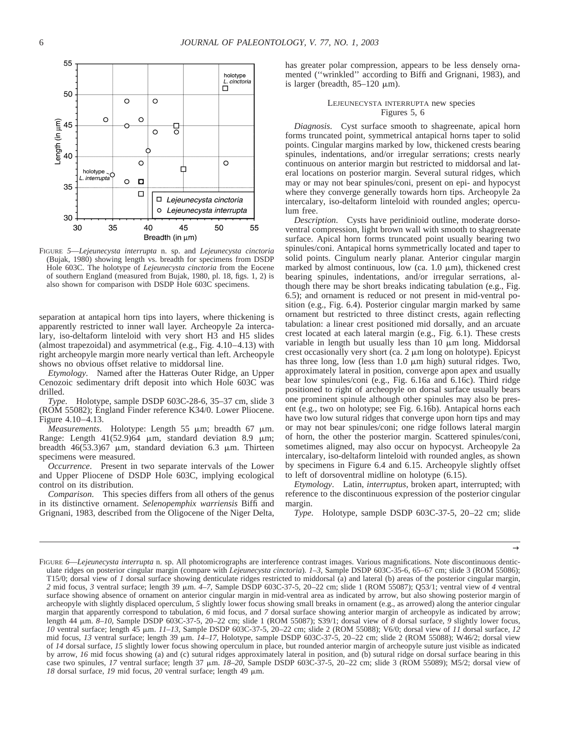FIGURE 5—*Lejeunecysta interrupta* n. sp. and *Lejeunecysta cinctoria* (Bujak, 1980) showing length vs. breadth for specimens from DSDP Hole 603C. The holotype of *Lejeunecysta cinctoria* from the Eocene of southern England (measured from Bujak, 1980, pl. 18, figs. 1, 2) is also shown for comparison with DSDP Hole 603C specimens.

separation at antapical horn tips into layers, where thickening is apparently restricted to inner wall layer. Archeopyle 2a intercalary, iso-deltaform linteloid with very short H3 and H5 slides (almost trapezoidal) and asymmetrical (e.g., Fig. 4.10–4.13) with right archeopyle margin more nearly vertical than left. Archeopyle shows no obvious offset relative to middorsal line.

*Etymology.* Named after the Hatteras Outer Ridge, an Upper Cenozoic sedimentary drift deposit into which Hole 603C was drilled.

*Type.* Holotype, sample DSDP 603C-28-6, 35–37 cm, slide 3 (ROM 55082); England Finder reference K34/0. Lower Pliocene. Figure 4.10–4.13.

*Measurements.* Holotype: Length 55 μm; breadth 67 μm. Range: Length 41(52.9)64 μm, standard deviation 8.9 μm; breadth 46(53.3)67 μm, standard deviation 6.3 μm. Thirteen specimens were measured.

*Occurrence.* Present in two separate intervals of the Lower and Upper Pliocene of DSDP Hole 603C, implying ecological control on its distribution.

*Comparison.* This species differs from all others of the genus in its distinctive ornament. *Selenopemphix warriensis* Biffi and Grignani, 1983, described from the Oligocene of the Niger Delta, has greater polar compression, appears to be less densely ornamented (''wrinkled'' according to Biffi and Grignani, 1983), and is larger (breadth, 85–120 μm).

## LEJEUNECYSTA INTERRUPTA new species
Figures 5, 6

*Diagnosis.* Cyst surface smooth to shagreenate, apical horn forms truncated point, symmetrical antapical horns taper to solid points. Cingular margins marked by low, thickened crests bearing spinules, indentations, and/or irregular serrations; crests nearly continuous on anterior margin but restricted to middorsal and lateral locations on posterior margin. Several sutural ridges, which may or may not bear spinules/coni, present on epi- and hypocyst where they converge generally towards horn tips. Archeopyle 2a intercalary, iso-deltaform linteloid with rounded angles; operculum free.

*Description.* Cysts have peridinioid outline, moderate dorsoventral compression, light brown wall with smooth to shagreenate surface. Apical horn forms truncated point usually bearing two spinules/coni. Antapical horns symmetrically located and taper to solid points. Cingulum nearly planar. Anterior cingular margin marked by almost continuous, low (ca. 1.0 μm), thickened crest bearing spinules, indentations, and/or irregular serrations, although there may be short breaks indicating tabulation (e.g., Fig. 6.5); and ornament is reduced or not present in mid-ventral position (e.g., Fig. 6.4). Posterior cingular margin marked by same ornament but restricted to three distinct crests, again reflecting tabulation: a linear crest positioned mid dorsally, and an arcuate crest located at each lateral margin (e.g., Fig. 6.1). These crests variable in length but usually less than 10 μm long. Middorsal crest occasionally very short (ca. 2 μm long on holotype). Epicyst has three long, low (less than 1.0 μm high) sutural ridges. Two, approximately lateral in position, converge apon apex and usually bear low spinules/coni (e.g., Fig. 6.16a and 6.16c). Third ridge positioned to right of archeopyle on dorsal surface usually bears one prominent spinule although other spinules may also be present (e.g., two on holotype; see Fig. 6.16b). Antapical horns each have two low sutural ridges that converge upon horn tips and may or may not bear spinules/coni; one ridge follows lateral margin of horn, the other the posterior margin. Scattered spinules/coni, sometimes aligned, may also occur on hypocyst. Archeopyle 2a intercalary, iso-deltaform linteloid with rounded angles, as shown by specimens in Figure 6.4 and 6.15. Archeopyle slightly offset to left of dorsoventral midline on holotype (6.15).

*Etymology.* Latin, *interruptus*, broken apart, interrupted; with reference to the discontinuous expression of the posterior cingular margin.

*Type.* Holotype, sample DSDP 603C-37-5, 20–22 cm; slide

FIGURE 6—*Lejeunecysta interrupta* n. sp. All photomicrographs are interference contrast images. Various magnifications. Note discontinuous denticulate ridges on posterior cingular margin (compare with *Lejeunecysta cinctoria*). *1–3*, Sample DSDP 603C-35-6, 65–67 cm; slide 3 (ROM 55086); T15/0; dorsal view of *1* dorsal surface showing denticulate ridges restricted to middorsal (a) and lateral (b) areas of the posterior cingular margin, *2* mid focus, *3* ventral surface; length 39 μm. *4–7*, Sample DSDP 603C-37-5, 20–22 cm; slide 1 (ROM 55087); Q53/1; ventral view of *4* ventral surface showing absence of ornament on anterior cingular margin in mid-ventral area as indicated by arrow, but also showing posterior margin of archeopyle with slightly displaced operculum, *5* slightly lower focus showing small breaks in ornament (e.g., as arrowed) along the anterior cingular margin that apparently correspond to tabulation, *6* mid focus, and *7* dorsal surface showing anterior margin of archeopyle as indicated by arrow; length 44 μm. *8–10*, Sample DSDP 603C-37-5, 20–22 cm; slide 1 (ROM 55087); S39/1; dorsal view of *8* dorsal surface, *9* slightly lower focus, *10* ventral surface; length 45 μm. *11–13*, Sample DSDP 603C-37-5, 20–22 cm; slide 2 (ROM 55088); V6/0; dorsal view of *11* dorsal surface, *12* mid focus, *13* ventral surface; length 39 μm. *14–17*, Holotype, sample DSDP 603C-37-5, 20–22 cm; slide 2 (ROM 55088); W46/2; dorsal view of *14* dorsal surface, *15* slightly lower focus showing operculum in place, but rounded anterior margin of archeopyle suture just visible as indicated by arrow, *16* mid focus showing (a) and (c) sutural ridges approximately lateral in position, and (b) sutural ridge on dorsal surface bearing in this case two spinules, *17* ventral surface; length 37 μm. *18–20*, Sample DSDP 603C-37-5, 20–22 cm; slide 3 (ROM 55089); M5/2; dorsal view of *18* dorsal surface, *19* mid focus, *20* ventral surface; length 49 μm.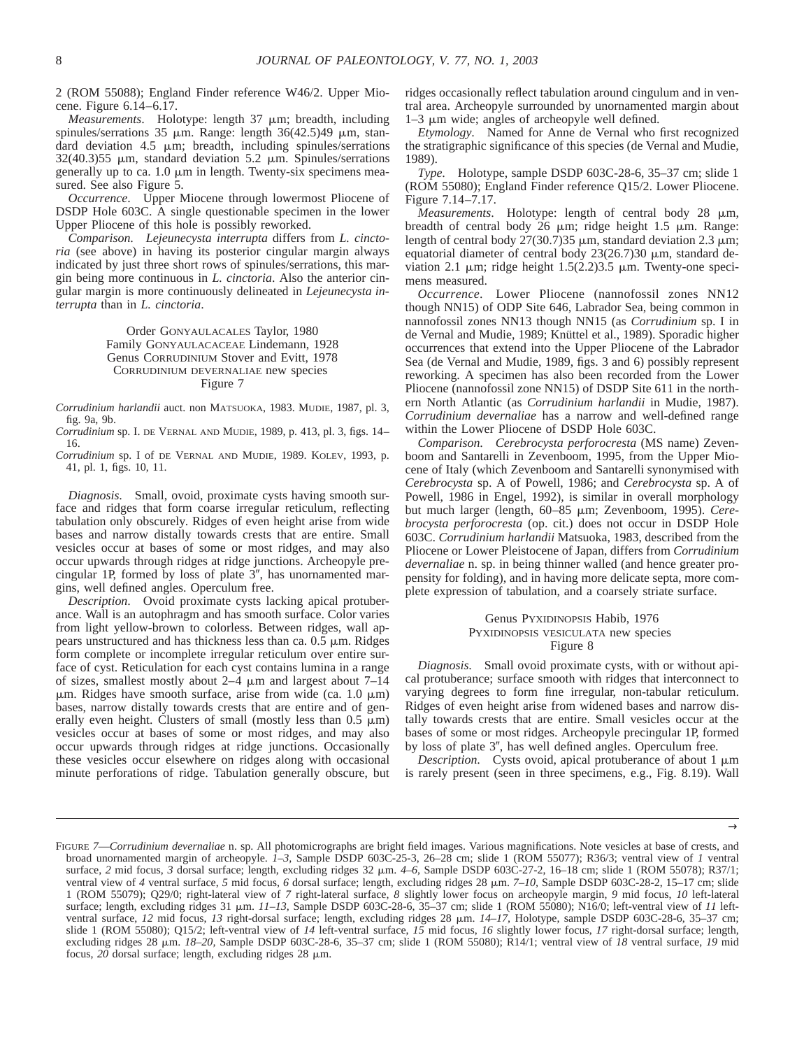2 (ROM 55088); England Finder reference W46/2. Upper Miocene. Figure 6.14–6.17.

*Measurements*. Holotype: length 37 μm; breadth, including spinules/serrations 35 μm. Range: length 36(42.5)49 μm, standard deviation 4.5 μm; breadth, including spinules/serrations 32(40.3)55 μm, standard deviation 5.2 μm. Spinules/serrations generally up to ca. 1.0 μm in length. Twenty-six specimens measured. See also Figure 5.

*Occurrence*. Upper Miocene through lowermost Pliocene of DSDP Hole 603C. A single questionable specimen in the lower Upper Pliocene of this hole is possibly reworked.

*Comparison. Lejeunecysta interrupta* differs from *L. cinctoria* (see above) in having its posterior cingular margin always indicated by just three short rows of spinules/serrations, this margin being more continuous in *L. cinctoria*. Also the anterior cingular margin is more continuously delineated in *Lejeunecysta interrupta* than in *L. cinctoria*.

Order GONYAULACALES Taylor, 1980
Family GONYAULACACEAE Lindemann, 1928
Genus CORRUDINIUM Stover and Evitt, 1978
CORRUDINIUM DEVERNALIAE new species
Figure 7

*Corrudinium harlandii* auct. non MATSUOKA, 1983. MUDIE, 1987, pl. 3, fig. 9a, 9b.

*Corrudinium* sp. I. DE VERNAL AND MUDIE, 1989, p. 413, pl. 3, figs. 14–16.

*Corrudinium* sp. I of DE VERNAL AND MUDIE, 1989. KOLEV, 1993, p. 41, pl. 1, figs. 10, 11.

*Diagnosis.* Small, ovoid, proximate cysts having smooth surface and ridges that form coarse irregular reticulum, reflecting tabulation only obscurely. Ridges of even height arise from wide bases and narrow distally towards crests that are entire. Small vesicles occur at bases of some or most ridges, and may also occur upwards through ridges at ridge junctions. Archeopyle precingular 1P, formed by loss of plate 3″, has unornamented margins, well defined angles. Operculum free.

*Description.* Ovoid proximate cysts lacking apical protuberance. Wall is an autophragm and has smooth surface. Color varies from light yellow-brown to colorless. Between ridges, wall appears unstructured and has thickness less than ca. 0.5 μm. Ridges form complete or incomplete irregular reticulum over entire surface of cyst. Reticulation for each cyst contains lumina in a range of sizes, smallest mostly about 2–4 μm and largest about 7–14 μm. Ridges have smooth surface, arise from wide (ca. 1.0 μm) bases, narrow distally towards crests that are entire and of generally even height. Clusters of small (mostly less than 0.5 μm) vesicles occur at bases of some or most ridges, and may also occur upwards through ridges at ridge junctions. Occasionally these vesicles occur elsewhere on ridges along with occasional minute perforations of ridge. Tabulation generally obscure, but ridges occasionally reflect tabulation around cingulum and in ventral area. Archeopyle surrounded by unornamented margin about 1–3 μm wide; angles of archeopyle well defined.

*Etymology.* Named for Anne de Vernal who first recognized the stratigraphic significance of this species (de Vernal and Mudie, 1989).

*Type.* Holotype, sample DSDP 603C-28-6, 35–37 cm; slide 1 (ROM 55080); England Finder reference Q15/2. Lower Pliocene. Figure 7.14–7.17.

*Measurements.* Holotype: length of central body 28 μm, breadth of central body 26 μm; ridge height 1.5 μm. Range: length of central body 27(30.7)35 μm, standard deviation 2.3 μm; equatorial diameter of central body 23(26.7)30 μm, standard deviation 2.1 μm; ridge height 1.5(2.2)3.5 μm. Twenty-one specimens measured.

*Occurrence.* Lower Pliocene (nannofossil zones NN12 though NN15) of ODP Site 646, Labrador Sea, being common in nannofossil zones NN13 though NN15 (as *Corrudinium* sp. I in de Vernal and Mudie, 1989; Knüttel et al., 1989). Sporadic higher occurrences that extend into the Upper Pliocene of the Labrador Sea (de Vernal and Mudie, 1989, figs. 3 and 6) possibly represent reworking. A specimen has also been recorded from the Lower Pliocene (nannofossil zone NN15) of DSDP Site 611 in the northern North Atlantic (as *Corrudinium harlandii* in Mudie, 1987). *Corrudinium devernaliae* has a narrow and well-defined range within the Lower Pliocene of DSDP Hole 603C.

*Comparison. Cerebrocysta perforocresta* (MS name) Zevenboom and Santarelli in Zevenboom, 1995, from the Upper Miocene of Italy (which Zevenboom and Santarelli synonymised with *Cerebrocysta* sp. A of Powell, 1986; and *Cerebrocysta* sp. A of Powell, 1986 in Engel, 1992), is similar in overall morphology but much larger (length, 60–85 μm; Zevenboom, 1995). *Cerebrocysta perforocresta* (op. cit.) does not occur in DSDP Hole 603C. *Corrudinium harlandii* Matsuoka, 1983, described from the Pliocene or Lower Pleistocene of Japan, differs from *Corrudinium devernaliae* n. sp. in being thinner walled (and hence greater propensity for folding), and in having more delicate septa, more complete expression of tabulation, and a coarsely striate surface.

Genus PYXIDINOPSIS Habib, 1976
PYXIDINOPSIS VESICULATA new species
Figure 8

*Diagnosis.* Small ovoid proximate cysts, with or without apical protuberance; surface smooth with ridges that interconnect to varying degrees to form fine irregular, non-tabular reticulum. Ridges of even height arise from widened bases and narrow distally towards crests that are entire. Small vesicles occur at the bases of some or most ridges. Archeopyle precingular 1P, formed by loss of plate 3″, has well defined angles. Operculum free.

*Description.* Cysts ovoid, apical protuberance of about 1 μm is rarely present (seen in three specimens, e.g., Fig. 8.19). Wall

FIGURE 7—*Corrudinium devernaliae* n. sp. All photomicrographs are bright field images. Various magnifications. Note vesicles at base of crests, and broad unornamented margin of archeopyle. *1–3,* Sample DSDP 603C-25-3, 26–28 cm; slide 1 (ROM 55077); R36/3; ventral view of *1* ventral surface, *2* mid focus, *3* dorsal surface; length, excluding ridges 32 μm. *4–6,* Sample DSDP 603C-27-2, 16–18 cm; slide 1 (ROM 55078); R37/1; ventral view of *4* ventral surface, *5* mid focus, *6* dorsal surface; length, excluding ridges 28 μm. *7–10,* Sample DSDP 603C-28-2, 15–17 cm; slide 1 (ROM 55079); Q29/0; right-lateral view of *7* right-lateral surface, *8* slightly lower focus on archeopyle margin, *9* mid focus, *10* left-lateral surface; length, excluding ridges 31 μm. *11–13,* Sample DSDP 603C-28-6, 35–37 cm; slide 1 (ROM 55080); N16/0; left-ventral view of *11* left-ventral surface, *12* mid focus, *13* right-dorsal surface; length, excluding ridges 28 μm. *14–17,* Holotype, sample DSDP 603C-28-6, 35–37 cm; slide 1 (ROM 55080); Q15/2; left-ventral view of *14* left-ventral surface, *15* mid focus, *16* slightly lower focus, *17* right-dorsal surface; length, excluding ridges 28 μm. *18–20,* Sample DSDP 603C-28-6, 35–37 cm; slide 1 (ROM 55080); R14/1; ventral view of *18* ventral surface, *19* mid focus, *20* dorsal surface; length, excluding ridges 28 μm.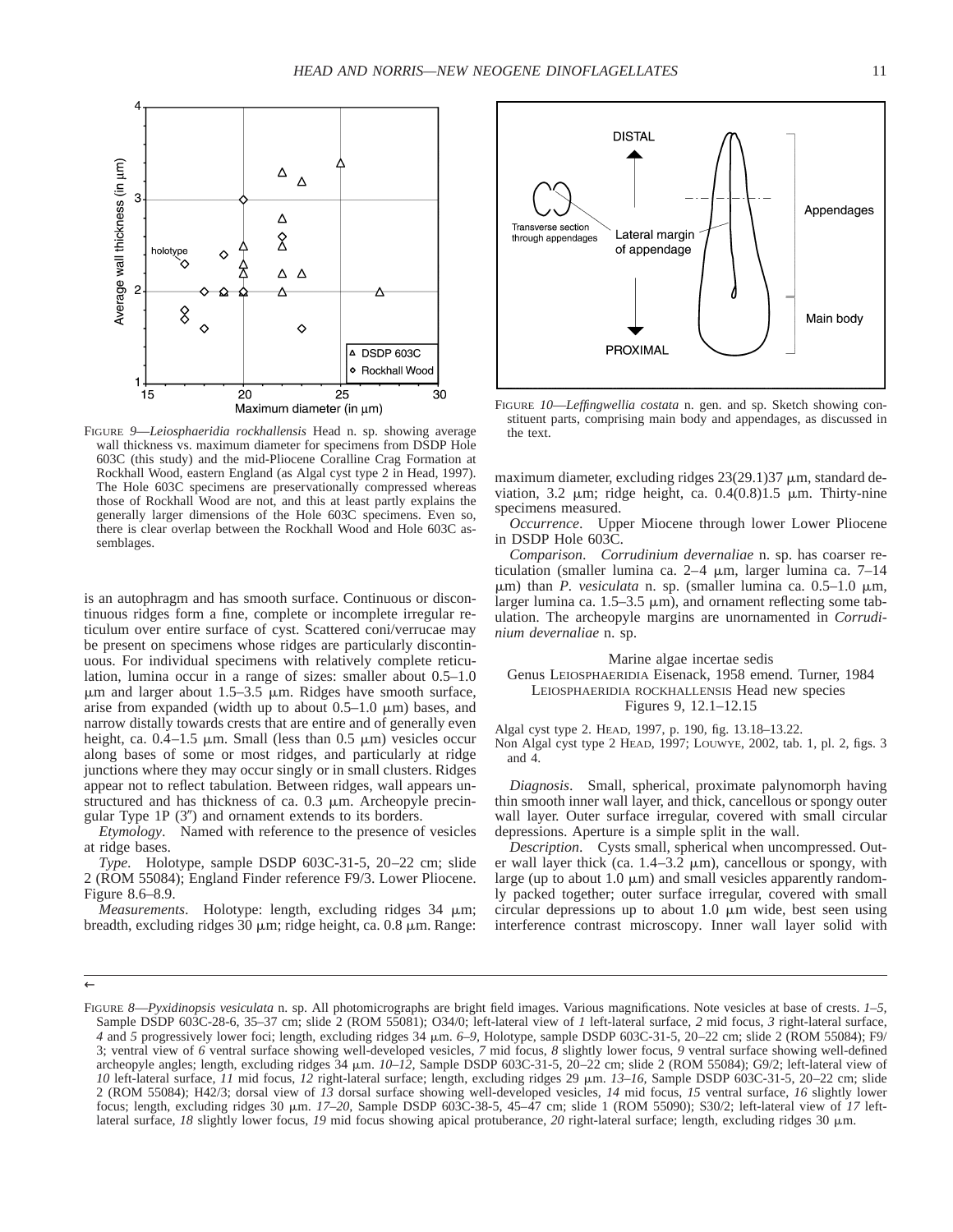FIGURE 9—*Leiosphaeridia rockhallensis* Head n. sp. showing average wall thickness vs. maximum diameter for specimens from DSDP Hole 603C (this study) and the mid-Pliocene Coralline Crag Formation at Rockhall Wood, eastern England (as Algal cyst type 2 in Head, 1997). The Hole 603C specimens are preservationally compressed whereas those of Rockhall Wood are not, and this at least partly explains the generally larger dimensions of the Hole 603C specimens. Even so, there is clear overlap between the Rockhall Wood and Hole 603C assemblages.

FIGURE 10—*Leffingwellia costata* n. gen. and sp. Sketch showing constituent parts, comprising main body and appendages, as discussed in the text.

is an autophragm and has smooth surface. Continuous or discontinuous ridges form a fine, complete or incomplete irregular reticulum over entire surface of cyst. Scattered coni/verrucae may be present on specimens whose ridges are particularly discontinuous. For individual specimens with relatively complete reticulation, lumina occur in a range of sizes: smaller about 0.5–1.0 μm and larger about 1.5–3.5 μm. Ridges have smooth surface, arise from expanded (width up to about 0.5–1.0 μm) bases, and narrow distally towards crests that are entire and of generally even height, ca. 0.4–1.5 μm. Small (less than 0.5 μm) vesicles occur along bases of some or most ridges, and particularly at ridge junctions where they may occur singly or in small clusters. Ridges appear not to reflect tabulation. Between ridges, wall appears unstructured and has thickness of ca. 0.3 μm. Archeopyle precingular Type 1P (3″) and ornament extends to its borders.

*Etymology*. Named with reference to the presence of vesicles at ridge bases.

*Type.* Holotype, sample DSDP 603C-31-5, 20–22 cm; slide 2 (ROM 55084); England Finder reference F9/3. Lower Pliocene. Figure 8.6–8.9.

*Measurements*. Holotype: length, excluding ridges 34 μm; breadth, excluding ridges 30 μm; ridge height, ca. 0.8 μm. Range: maximum diameter, excluding ridges 23(29.1)37 μm, standard deviation, 3.2 μm; ridge height, ca. 0.4(0.8)1.5 μm. Thirty-nine specimens measured.

*Occurrence*. Upper Miocene through lower Lower Pliocene in DSDP Hole 603C.

*Comparison*. *Corrudinium devernaliae* n. sp. has coarser reticulation (smaller lumina ca. 2–4 μm, larger lumina ca. 7–14 μm) than *P. vesiculata* n. sp. (smaller lumina ca. 0.5–1.0 μm, larger lumina ca. 1.5–3.5 μm), and ornament reflecting some tabulation. The archeopyle margins are unornamented in *Corrudinium devernaliae* n. sp.

Marine algae incertae sedis

Genus LEIOSPHAERIDIA Eisenack, 1958 emend. Turner, 1984

LEIOSPHAERIDIA ROCKHALLENSIS Head new species

Figures 9, 12.1–12.15

Algal cyst type 2. HEAD, 1997, p. 190, fig. 13.18–13.22.

Non Algal cyst type 2 HEAD, 1997; LOUWYE, 2002, tab. 1, pl. 2, figs. 3 and 4.

*Diagnosis*. Small, spherical, proximate palynomorph having thin smooth inner wall layer, and thick, cancellous or spongy outer wall layer. Outer surface irregular, covered with small circular depressions. Aperture is a simple split in the wall.

*Description*. Cysts small, spherical when uncompressed. Outer wall layer thick (ca. 1.4–3.2 μm), cancellous or spongy, with large (up to about 1.0 μm) and small vesicles apparently randomly packed together; outer surface irregular, covered with small circular depressions up to about 1.0 μm wide, best seen using interference contrast microscopy. Inner wall layer solid with

FIGURE 8—*Pyxidinopsis vesiculata* n. sp. All photomicrographs are bright field images. Various magnifications. Note vesicles at base of crests. *1–5*, Sample DSDP 603C-28-6, 35–37 cm; slide 2 (ROM 55081); O34/0; left-lateral view of *1* left-lateral surface, *2* mid focus, *3* right-lateral surface, *4* and *5* progressively lower foci; length, excluding ridges 34 μm. *6–9*, Holotype, sample DSDP 603C-31-5, 20–22 cm; slide 2 (ROM 55084); F9/3; ventral view of *6* ventral surface showing well-developed vesicles, *7* mid focus, *8* slightly lower focus, *9* ventral surface showing well-defined archeopyle angles; length, excluding ridges 34 μm. *10–12*, Sample DSDP 603C-31-5, 20–22 cm; slide 2 (ROM 55084); G9/2; left-lateral view of *10* left-lateral surface, *11* mid focus, *12* right-lateral surface; length, excluding ridges 29 μm. *13–16*, Sample DSDP 603C-31-5, 20–22 cm; slide 2 (ROM 55084); H42/3; dorsal view of *13* dorsal surface showing well-developed vesicles, *14* mid focus, *15* ventral surface, *16* slightly lower focus; length, excluding ridges 30 μm. *17–20*, Sample DSDP 603C-38-5, 45–47 cm; slide 1 (ROM 55090); S30/2; left-lateral view of *17* left-lateral surface, *18* slightly lower focus, *19* mid focus showing apical protuberance, *20* right-lateral surface; length, excluding ridges 30 μm.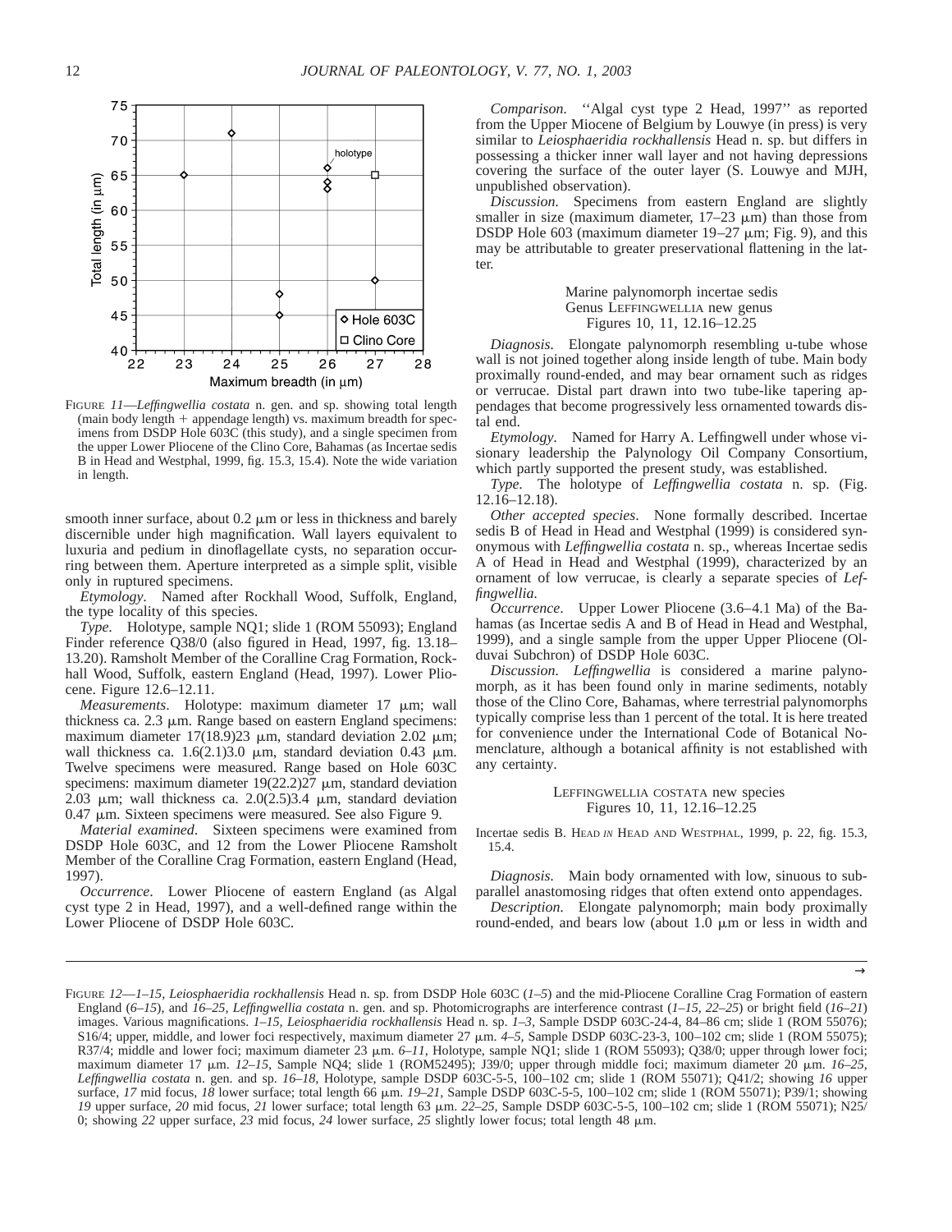FIGURE 11—*Leffingwellia costata* n. gen. and sp. showing total length (main body length + appendage length) vs. maximum breadth for specimens from DSDP Hole 603C (this study), and a single specimen from the upper Lower Pliocene of the Clino Core, Bahamas (as Incertae sedis B in Head and Westphal, 1999, fig. 15.3, 15.4). Note the wide variation in length.

smooth inner surface, about 0.2 μm or less in thickness and barely discernible under high magnification. Wall layers equivalent to luxuria and pedium in dinoflagellate cysts, no separation occurring between them. Aperture interpreted as a simple split, visible only in ruptured specimens.

*Etymology*. Named after Rockhall Wood, Suffolk, England, the type locality of this species.

*Type.* Holotype, sample NQ1; slide 1 (ROM 55093); England Finder reference Q38/0 (also figured in Head, 1997, fig. 13.18–13.20). Ramsholt Member of the Coralline Crag Formation, Rockhall Wood, Suffolk, eastern England (Head, 1997). Lower Pliocene. Figure 12.6–12.11.

*Measurements*. Holotype: maximum diameter 17 μm; wall thickness ca. 2.3 μm. Range based on eastern England specimens: maximum diameter 17(18.9)23 μm, standard deviation 2.02 μm; wall thickness ca. 1.6(2.1)3.0 μm, standard deviation 0.43 μm. Twelve specimens were measured. Range based on Hole 603C specimens: maximum diameter 19(22.2)27 μm, standard deviation 2.03 μm; wall thickness ca. 2.0(2.5)3.4 μm, standard deviation 0.47 μm. Sixteen specimens were measured. See also Figure 9.

*Material examined*. Sixteen specimens were examined from DSDP Hole 603C, and 12 from the Lower Pliocene Ramsholt Member of the Coralline Crag Formation, eastern England (Head, 1997).

*Occurrence*. Lower Pliocene of eastern England (as Algal cyst type 2 in Head, 1997), and a well-defined range within the Lower Pliocene of DSDP Hole 603C.

*Comparison.* ''Algal cyst type 2 Head, 1997'' as reported from the Upper Miocene of Belgium by Louwye (in press) is very similar to *Leiosphaeridia rockhallensis* Head n. sp. but differs in possessing a thicker inner wall layer and not having depressions covering the surface of the outer layer (S. Louwye and MJH, unpublished observation).

*Discussion.* Specimens from eastern England are slightly smaller in size (maximum diameter, 17–23 μm) than those from DSDP Hole 603 (maximum diameter 19–27 μm; Fig. 9), and this may be attributable to greater preservational flattening in the latter.

Marine palynomorph incertae sedis
Genus LEFFINGWELLIA new genus
Figures 10, 11, 12.16–12.25

*Diagnosis.* Elongate palynomorph resembling u-tube whose wall is not joined together along inside length of tube. Main body proximally round-ended, and may bear ornament such as ridges or verrucae. Distal part drawn into two tube-like tapering appendages that become progressively less ornamented towards distal end.

*Etymology.* Named for Harry A. Leffingwell under whose visionary leadership the Palynology Oil Company Consortium, which partly supported the present study, was established.

*Type.* The holotype of *Leffingwellia costata* n. sp. (Fig. 12.16–12.18).

*Other accepted species*. None formally described. Incertae sedis B of Head in Head and Westphal (1999) is considered synonymous with *Leffingwellia costata* n. sp., whereas Incertae sedis A of Head in Head and Westphal (1999), characterized by an ornament of low verrucae, is clearly a separate species of *Leffingwellia.*

*Occurrence*. Upper Lower Pliocene (3.6–4.1 Ma) of the Bahamas (as Incertae sedis A and B of Head in Head and Westphal, 1999), and a single sample from the upper Upper Pliocene (Olduvai Subchron) of DSDP Hole 603C.

*Discussion. Leffingwellia* is considered a marine palynomorph, as it has been found only in marine sediments, notably those of the Clino Core, Bahamas, where terrestrial palynomorphs typically comprise less than 1 percent of the total. It is here treated for convenience under the International Code of Botanical Nomenclature, although a botanical affinity is not established with any certainty.

LEFFINGWELLIA COSTATA new species
Figures 10, 11, 12.16–12.25

Incertae sedis B. HEAD *IN* HEAD AND WESTPHAL, 1999, p. 22, fig. 15.3, 15.4.

*Diagnosis.* Main body ornamented with low, sinuous to subparallel anastomosing ridges that often extend onto appendages.

*Description.* Elongate palynomorph; main body proximally round-ended, and bears low (about 1.0 μm or less in width and

FIGURE 12—*1–15, Leiosphaeridia rockhallensis* Head n. sp. from DSDP Hole 603C (*1–5*) and the mid-Pliocene Coralline Crag Formation of eastern England (*6–15*), and *16–25, Leffingwellia costata* n. gen. and sp. Photomicrographs are interference contrast (*1–15, 22–25*) or bright field (*16–21*) images. Various magnifications. *1–15, Leiosphaeridia rockhallensis* Head n. sp. *1–3,* Sample DSDP 603C-24-4, 84–86 cm; slide 1 (ROM 55076); S16/4; upper, middle, and lower foci respectively, maximum diameter 27 μm. *4–5,* Sample DSDP 603C-23-3, 100–102 cm; slide 1 (ROM 55075); R37/4; middle and lower foci; maximum diameter 23 μm. *6–11,* Holotype, sample NQ1; slide 1 (ROM 55093); Q38/0; upper through lower foci; maximum diameter 17 μm. *12–15,* Sample NQ4; slide 1 (ROM52495); J39/0; upper through middle foci; maximum diameter 20 μm. *16–25, Leffingwellia costata* n. gen. and sp. *16–18,* Holotype, sample DSDP 603C-5-5, 100–102 cm; slide 1 (ROM 55071); Q41/2; showing *16* upper surface, *17* mid focus, *18* lower surface; total length 66 μm. *19–21,* Sample DSDP 603C-5-5, 100–102 cm; slide 1 (ROM 55071); P39/1; showing *19* upper surface, *20* mid focus, *21* lower surface; total length 63 μm. *22–25,* Sample DSDP 603C-5-5, 100–102 cm; slide 1 (ROM 55071); N25/0; showing *22* upper surface, *23* mid focus, *24* lower surface, *25* slightly lower focus; total length 48 μm.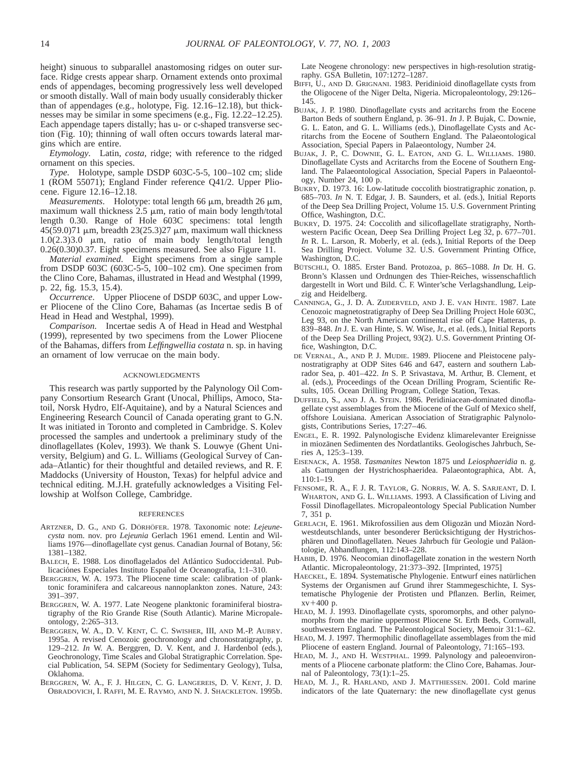height) sinuous to subparallel anastomosing ridges on outer surface. Ridge crests appear sharp. Ornament extends onto proximal ends of appendages, becoming progressively less well developed or smooth distally. Wall of main body usually considerably thicker than of appendages (e.g., holotype, Fig. 12.16–12.18), but thicknesses may be similar in some specimens (e.g., Fig. 12.22–12.25). Each appendage tapers distally; has u- or c-shaped transverse section (Fig. 10); thinning of wall often occurs towards lateral margins which are entire.

*Etymology*. Latin, *costa*, ridge; with reference to the ridged ornament on this species.

*Type*. Holotype, sample DSDP 603C-5-5, 100–102 cm; slide 1 (ROM 55071); England Finder reference Q41/2. Upper Pliocene. Figure 12.16–12.18.

*Measurements*. Holotype: total length 66 μm, breadth 26 μm, maximum wall thickness 2.5 μm, ratio of main body length/total length 0.30. Range of Hole 603C specimens: total length 45(59.0)71 μm, breadth 23(25.3)27 μm, maximum wall thickness 1.0(2.3)3.0 μm, ratio of main body length/total length 0.26(0.30)0.37. Eight specimens measured. See also Figure 11.

*Material examined*. Eight specimens from a single sample from DSDP 603C (603C-5-5, 100–102 cm). One specimen from the Clino Core, Bahamas, illustrated in Head and Westphal (1999, p. 22, fig. 15.3, 15.4).

*Occurrence*. Upper Pliocene of DSDP 603C, and upper Lower Pliocene of the Clino Core, Bahamas (as Incertae sedis B of Head in Head and Westphal, 1999).

*Comparison.* Incertae sedis A of Head in Head and Westphal (1999), represented by two specimens from the Lower Pliocene of the Bahamas, differs from *Leffingwellia costata* n. sp. in having an ornament of low verrucae on the main body.

## ACKNOWLEDGMENTS

This research was partly supported by the Palynology Oil Company Consortium Research Grant (Unocal, Phillips, Amoco, Statoil, Norsk Hydro, Elf-Aquitaine), and by a Natural Sciences and Engineering Research Council of Canada operating grant to G.N. It was initiated in Toronto and completed in Cambridge. S. Kolev processed the samples and undertook a preliminary study of the dinoflagellates (Kolev, 1993). We thank S. Louwye (Ghent University, Belgium) and G. L. Williams (Geological Survey of Canada–Atlantic) for their thoughtful and detailed reviews, and R. F. Maddocks (University of Houston, Texas) for helpful advice and technical editing. M.J.H. gratefully acknowledges a Visiting Fellowship at Wolfson College, Cambridge.

## REFERENCES

ARTZNER, D. G., AND G. DÖRHÖFER. 1978. Taxonomic note: *Lejeunecysta* nom. nov. pro *Lejeunia* Gerlach 1961 emend. Lentin and Williams 1976—dinoflagellate cyst genus. Canadian Journal of Botany, 56: 1381–1382.

BALECH, E. 1988. Los dinoflagelados del Atlántico Sudoccidental. Publicaciónes Especiales Instituto Español de Oceanografía, 1:1–310.

BERGGREN, W. A. 1973. The Pliocene time scale: calibration of planktonic foraminifera and calcareous nannoplankton zones. Nature, 243: 391–397.

BERGGREN, W. A. 1977. Late Neogene planktonic foraminiferal biostratigraphy of the Rio Grande Rise (South Atlantic). Marine Micropaleontology, 2:265–313.

BERGGREN, W. A., D. V. KENT, C. C. SWISHER, III, AND M.-P. AUBRY. 1995a. A revised Cenozoic geochronology and chronostratigraphy, p. 129–212. *In* W. A. Berggren, D. V. Kent, and J. Hardenbol (eds.), Geochronology, Time Scales and Global Stratigraphic Correlation. Special Publication, 54. SEPM (Society for Sedimentary Geology), Tulsa, Oklahoma.

BERGGREN, W. A., F. J. HILGEN, C. G. LANGEREIS, D. V. KENT, J. D. OBRADOVICH, I. RAFFI, M. E. RAYMO, AND N. J. SHACKLETON. 1995b. Late Neogene chronology: new perspectives in high-resolution stratigraphy. GSA Bulletin, 107:1272–1287.

BIFFI, U., AND D. GRIGNANI. 1983. Peridinioid dinoflagellate cysts from the Oligocene of the Niger Delta, Nigeria. Micropaleontology, 29:126–145.

BUJAK, J. P. 1980. Dinoflagellate cysts and acritarchs from the Eocene Barton Beds of southern England, p. 36–91. *In* J. P. Bujak, C. Downie, G. L. Eaton, and G. L. Williams (eds.), Dinoflagellate Cysts and Acritarchs from the Eocene of Southern England. The Palaeontological Association, Special Papers in Palaeontology, Number 24.

BUJAK, J. P., C. DOWNIE, G. L. EATON, AND G. L. WILLIAMS. 1980. Dinoflagellate Cysts and Acritarchs from the Eocene of Southern England. The Palaeontological Association, Special Papers in Palaeontology, Number 24, 100 p.

BUKRY, D. 1973. 16: Low-latitude coccolith biostratigraphic zonation, p. 685–703. *In* N. T. Edgar, J. B. Saunders, et al. (eds.), Initial Reports of the Deep Sea Drilling Project, Volume 15. U.S. Government Printing Office, Washington, D.C.

BUKRY, D. 1975. 24: Coccolith and silicoflagellate stratigraphy, Northwestern Pacific Ocean, Deep Sea Drilling Project Leg 32, p. 677–701. *In* R. L. Larson, R. Moberly, et al. (eds.), Initial Reports of the Deep Sea Drilling Project. Volume 32. U.S. Government Printing Office, Washington, D.C.

BÜTSCHLI, O. 1885. Erster Band. Protozoa, p. 865–1088. *In* Dr. H. G. Bronn's Klassen und Ordnungen des Thier-Reiches, wissenschaftlich dargestellt in Wort und Bild. C. F. Winter'sche Verlagshandlung, Leipzig and Heidelberg.

CANNINGA, G., J. D. A. ZIJDERVELD, AND J. E. VAN HINTE. 1987. Late Cenozoic magnetostratigraphy of Deep Sea Drilling Project Hole 603C, Leg 93, on the North American continental rise off Cape Hatteras, p. 839–848. *In* J. E. van Hinte, S. W. Wise, Jr., et al. (eds.), Initial Reports of the Deep Sea Drilling Project, 93(2). U.S. Government Printing Office, Washington, D.C.

DE VERNAL, A., AND P. J. MUDIE. 1989. Pliocene and Pleistocene palynostratigraphy at ODP Sites 646 and 647, eastern and southern Labrador Sea, p. 401–422. *In* S. P. Srivastava, M. Arthur, B. Clement, et al. (eds.), Proceedings of the Ocean Drilling Program, Scientific Results, 105. Ocean Drilling Program, College Station, Texas.

DUFFIELD, S., AND J. A. STEIN. 1986. Peridiniacean-dominated dinoflagellate cyst assemblages from the Miocene of the Gulf of Mexico shelf, offshore Louisiana. American Association of Stratigraphic Palynologists, Contributions Series, 17:27–46.

ENGEL, E. R. 1992. Palynologische Evidenz klimarelevanter Ereignisse in miozänen Sedimenten des Nordatlantiks. Geologisches Jahrbuch, Series A, 125:3–139.

EISENACK, A. 1958. *Tasmanites* Newton 1875 und *Leiosphaeridia* n. g. als Gattungen der Hystrichosphaeridea. Palaeontographica, Abt. A, 110:1–19.

FENSOME, R. A., F. J. R. TAYLOR, G. NORRIS, W. A. S. SARJEANT, D. I. WHARTON, AND G. L. WILLIAMS. 1993. A Classification of Living and Fossil Dinoflagellates. Micropaleontology Special Publication Number 7, 351 p.

GERLACH, E. 1961. Mikrofossilien aus dem Oligozän und Miozän Nordwestdeutschlands, unter besonderer Berücksichtigung der Hystrichosphären und Dinoflagellaten. Neues Jahrbuch für Geologie und Paläontologie, Abhandlungen, 112:143–228.

HABIB, D. 1976. Neocomian dinoflagellate zonation in the western North Atlantic. Micropaleontology, 21:373–392. [Imprinted, 1975]

HAECKEL, E. 1894. Systematische Phylogenie. Entwurf eines natürlichen Systems der Organismen auf Grund ihrer Stammegeschichte, I. Systematische Phylogenie der Protisten und Pflanzen. Berlin, Reimer, xv+400 p.

HEAD, M. J. 1993. Dinoflagellate cysts, sporomorphs, and other palynomorphs from the marine uppermost Pliocene St. Erth Beds, Cornwall, southwestern England. The Paleontological Society, Memoir 31:1–62.

HEAD, M. J. 1997. Thermophilic dinoflagellate assemblages from the mid Pliocene of eastern England. Journal of Paleontology, 71:165–193.

HEAD, M. J., AND H. WESTPHAL. 1999. Palynology and paleoenvironments of a Pliocene carbonate platform: the Clino Core, Bahamas. Journal of Paleontology, 73(1):1–25.

HEAD, M. J., R. HARLAND, AND J. MATTHIESSEN. 2001. Cold marine indicators of the late Quaternary: the new dinoflagellate cyst genus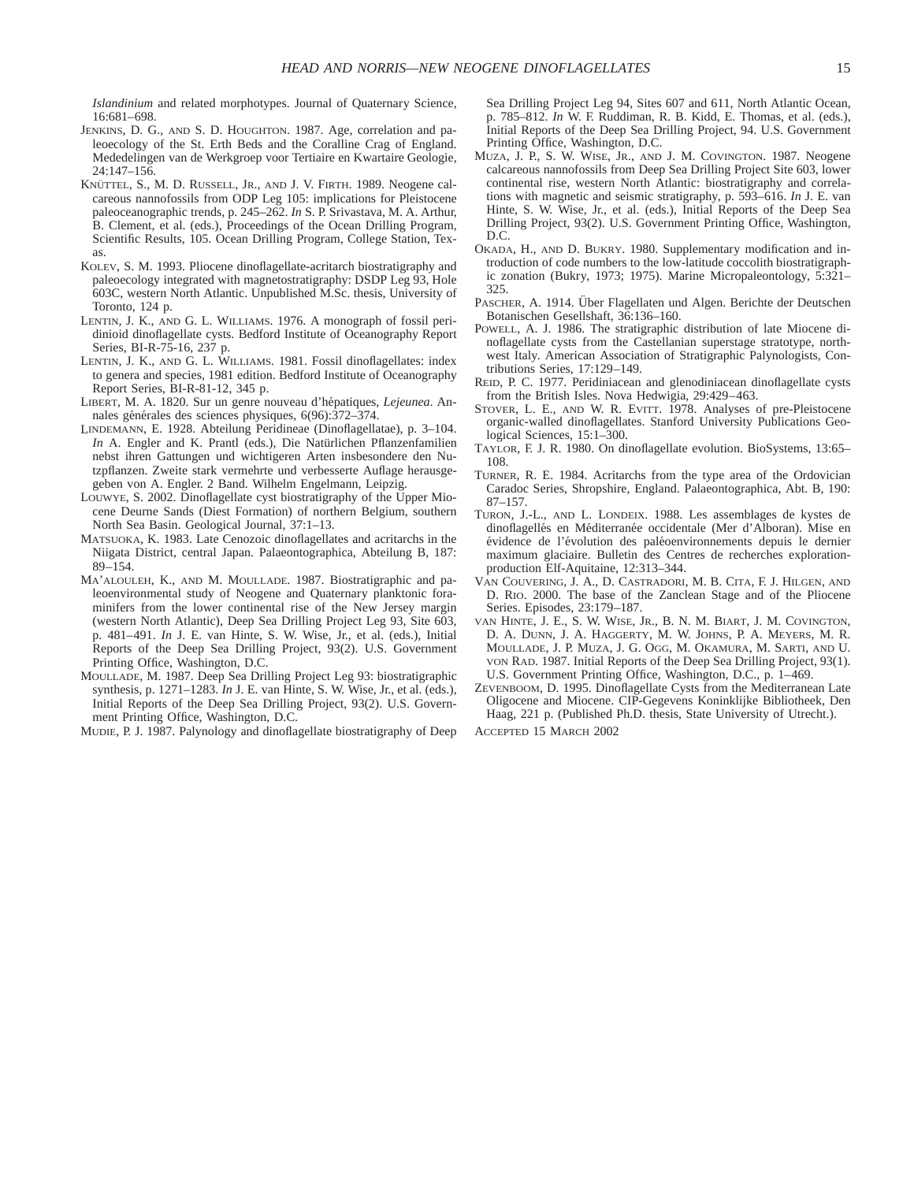*Islandinium* and related morphotypes. Journal of Quaternary Science, 16:681–698.

JENKINS, D. G., AND S. D. HOUGHTON. 1987. Age, correlation and paleoecology of the St. Erth Beds and the Coralline Crag of England. Mededelingen van de Werkgroep voor Tertiaire en Kwartaire Geologie, 24:147–156.

KNÜTTEL, S., M. D. RUSSELL, JR., AND J. V. FIRTH. 1989. Neogene calcareous nannofossils from ODP Leg 105: implications for Pleistocene paleoceanographic trends, p. 245–262. *In* S. P. Srivastava, M. A. Arthur, B. Clement, et al. (eds.), Proceedings of the Ocean Drilling Program, Scientific Results, 105. Ocean Drilling Program, College Station, Texas.

KOLEV, S. M. 1993. Pliocene dinoflagellate-acritarch biostratigraphy and paleoecology integrated with magnetostratigraphy: DSDP Leg 93, Hole 603C, western North Atlantic. Unpublished M.Sc. thesis, University of Toronto, 124 p.

LENTIN, J. K., AND G. L. WILLIAMS. 1976. A monograph of fossil peridinioid dinoflagellate cysts. Bedford Institute of Oceanography Report Series, BI-R-75-16, 237 p.

LENTIN, J. K., AND G. L. WILLIAMS. 1981. Fossil dinoflagellates: index to genera and species, 1981 edition. Bedford Institute of Oceanography Report Series, BI-R-81-12, 345 p.

LIBERT, M. A. 1820. Sur un genre nouveau d'hépatiques, *Lejeunea*. Annales générales des sciences physiques, 6(96):372–374.

LINDEMANN, E. 1928. Abteilung Peridineae (Dinoflagellatae), p. 3–104. *In* A. Engler and K. Prantl (eds.), Die Natürlichen Pflanzenfamilien nebst ihren Gattungen und wichtigeren Arten insbesondere den Nutzpflanzen. Zweite stark vermehrte und verbesserte Auflage herausgegeben von A. Engler. 2 Band. Wilhelm Engelmann, Leipzig.

LOUWYE, S. 2002. Dinoflagellate cyst biostratigraphy of the Upper Miocene Deurne Sands (Diest Formation) of northern Belgium, southern North Sea Basin. Geological Journal, 37:1–13.

MATSUOKA, K. 1983. Late Cenozoic dinoflagellates and acritarchs in the Niigata District, central Japan. Palaeontographica, Abteilung B, 187: 89–154.

MA'ALOULEH, K., AND M. MOULLADE. 1987. Biostratigraphic and paleoenvironmental study of Neogene and Quaternary planktonic foraminifers from the lower continental rise of the New Jersey margin (western North Atlantic), Deep Sea Drilling Project Leg 93, Site 603, p. 481–491. *In* J. E. van Hinte, S. W. Wise, Jr., et al. (eds.), Initial Reports of the Deep Sea Drilling Project, 93(2). U.S. Government Printing Office, Washington, D.C.

MOULLADE, M. 1987. Deep Sea Drilling Project Leg 93: biostratigraphic synthesis, p. 1271–1283. *In* J. E. van Hinte, S. W. Wise, Jr., et al. (eds.), Initial Reports of the Deep Sea Drilling Project, 93(2). U.S. Government Printing Office, Washington, D.C.

MUDIE, P. J. 1987. Palynology and dinoflagellate biostratigraphy of Deep Sea Drilling Project Leg 94, Sites 607 and 611, North Atlantic Ocean, p. 785–812. *In* W. F. Ruddiman, R. B. Kidd, E. Thomas, et al. (eds.), Initial Reports of the Deep Sea Drilling Project, 94. U.S. Government Printing Office, Washington, D.C.

MUZA, J. P., S. W. WISE, JR., AND J. M. COVINGTON. 1987. Neogene calcareous nannofossils from Deep Sea Drilling Project Site 603, lower continental rise, western North Atlantic: biostratigraphy and correlations with magnetic and seismic stratigraphy, p. 593–616. *In* J. E. van Hinte, S. W. Wise, Jr., et al. (eds.), Initial Reports of the Deep Sea Drilling Project, 93(2). U.S. Government Printing Office, Washington, D.C.

OKADA, H., AND D. BUKRY. 1980. Supplementary modification and introduction of code numbers to the low-latitude coccolith biostratigraphic zonation (Bukry, 1973; 1975). Marine Micropaleontology, 5:321–325.

PASCHER, A. 1914. Über Flagellaten und Algen. Berichte der Deutschen Botanischen Gesellshaft, 36:136–160.

POWELL, A. J. 1986. The stratigraphic distribution of late Miocene dinoflagellate cysts from the Castellanian superstage stratotype, northwest Italy. American Association of Stratigraphic Palynologists, Contributions Series, 17:129–149.

REID, P. C. 1977. Peridiniacean and glenodiniacean dinoflagellate cysts from the British Isles. Nova Hedwigia, 29:429–463.

STOVER, L. E., AND W. R. EVITT. 1978. Analyses of pre-Pleistocene organic-walled dinoflagellates. Stanford University Publications Geological Sciences, 15:1–300.

TAYLOR, F. J. R. 1980. On dinoflagellate evolution. BioSystems, 13:65–108.

TURNER, R. E. 1984. Acritarchs from the type area of the Ordovician Caradoc Series, Shropshire, England. Palaeontographica, Abt. B, 190: 87–157.

TURON, J.-L., AND L. LONDEIX. 1988. Les assemblages de kystes de dinoflagellés en Méditerranée occidentale (Mer d'Alboran). Mise en évidence de l'évolution des paléoenvironnements depuis le dernier maximum glaciaire. Bulletin des Centres de recherches exploration-production Elf-Aquitaine, 12:313–344.

VAN COUVERING, J. A., D. CASTRADORI, M. B. CITA, F. J. HILGEN, AND D. RIO. 2000. The base of the Zanclean Stage and of the Pliocene Series. Episodes, 23:179–187.

VAN HINTE, J. E., S. W. WISE, JR., B. N. M. BIART, J. M. COVINGTON, D. A. DUNN, J. A. HAGGERTY, M. W. JOHNS, P. A. MEYERS, M. R. MOULLADE, J. P. MUZA, J. G. OGG, M. OKAMURA, M. SARTI, AND U. VON RAD. 1987. Initial Reports of the Deep Sea Drilling Project, 93(1). U.S. Government Printing Office, Washington, D.C., p. 1–469.

ZEVENBOOM, D. 1995. Dinoflagellate Cysts from the Mediterranean Late Oligocene and Miocene. CIP-Gegevens Koninklijke Bibliotheek, Den Haag, 221 p. (Published Ph.D. thesis, State University of Utrecht.).

ACCEPTED 15 MARCH 2002